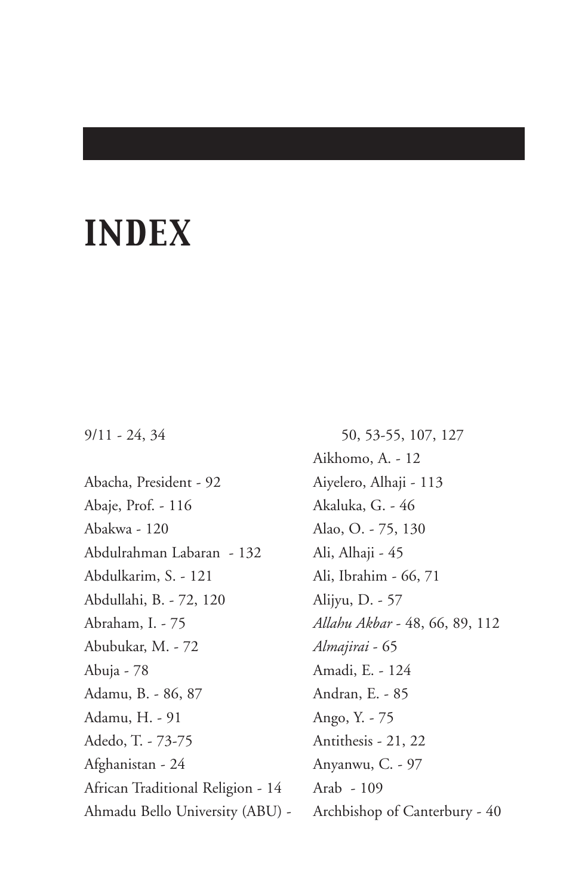# INDEX

9/11 - 24, 34

Abacha, President - 92
Abaje, Prof. - 116
Abakwa - 120
Abdulrahman Labaran - 132
Abdulkarim, S. - 121
Abdullahi, B. - 72, 120
Abraham, I. - 75
Abubukar, M. - 72
Abuja - 78
Adamu, B. - 86, 87
Adamu, H. - 91
Adedo, T. - 73-75
Afghanistan - 24
African Traditional Religion - 14
Ahmadu Bello University (ABU) - 50, 53-55, 107, 127
Aikhomo, A. - 12
Aiyelero, Alhaji - 113
Akaluka, G. - 46
Alao, O. - 75, 130
Ali, Alhaji - 45
Ali, Ibrahim - 66, 71
Alijyu, D. - 57
*Allahu Akbar* - 48, 66, 89, 112
*Almajirai* - 65
Amadi, E. - 124
Andran, E. - 85
Ango, Y. - 75
Antithesis - 21, 22
Anyanwu, C. - 97
Arab - 109
Archbishop of Canterbury - 40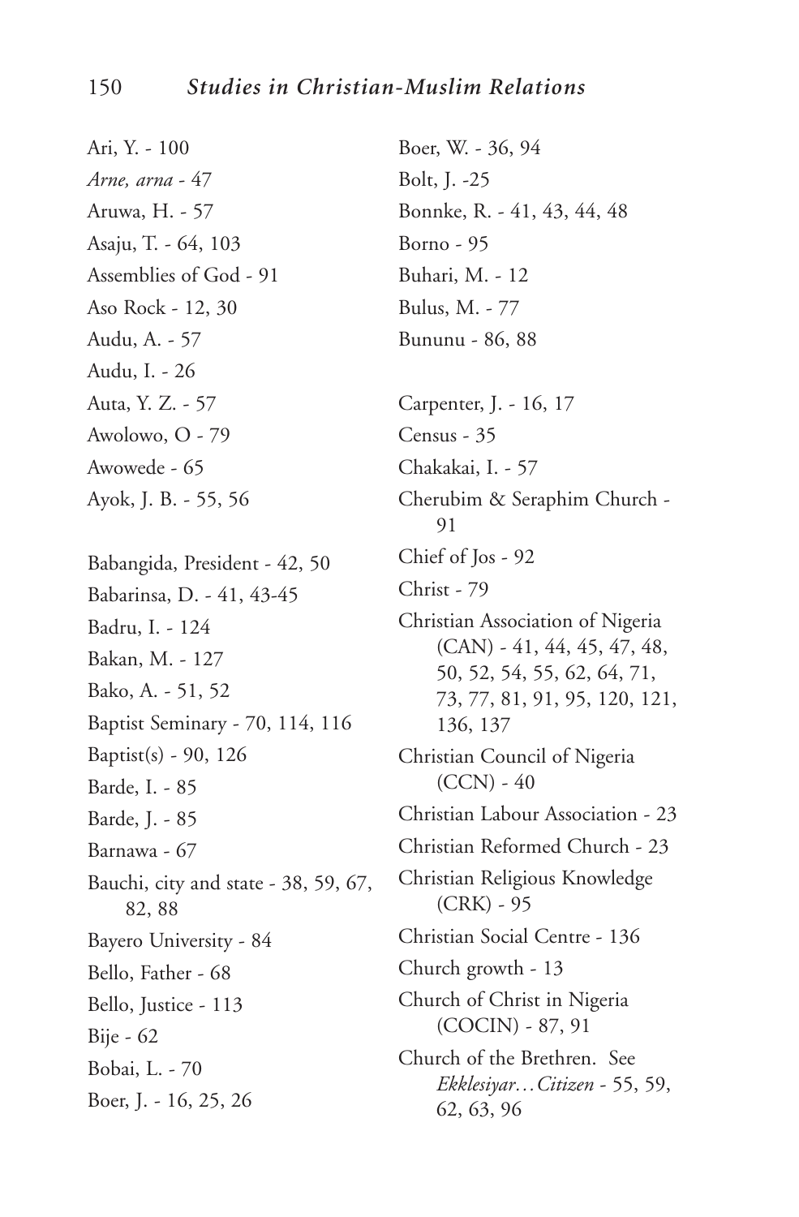Ari, Y. - 100
*Arne, arna* - 47
Aruwa, H. - 57
Asaju, T. - 64, 103
Assemblies of God - 91
Aso Rock - 12, 30
Audu, A. - 57
Audu, I. - 26
Auta, Y. Z. - 57
Awolowo, O - 79
Awowede - 65
Ayok, J. B. - 55, 56

Babangida, President - 42, 50
Babarinsa, D. - 41, 43-45
Badru, I. - 124
Bakan, M. - 127
Bako, A. - 51, 52
Baptist Seminary - 70, 114, 116
Baptist(s) - 90, 126
Barde, I. - 85
Barde, J. - 85
Barnawa - 67
Bauchi, city and state - 38, 59, 67, 82, 88
Bayero University - 84
Bello, Father - 68
Bello, Justice - 113
Bije - 62
Bobai, L. - 70
Boer, J. - 16, 25, 26
Boer, W. - 36, 94
Bolt, J. -25
Bonnke, R. - 41, 43, 44, 48
Borno - 95
Buhari, M. - 12
Bulus, M. - 77
Bununu - 86, 88

Carpenter, J. - 16, 17
Census - 35
Chakakai, I. - 57
Cherubim & Seraphim Church - 91
Chief of Jos - 92
Christ - 79
Christian Association of Nigeria (CAN) - 41, 44, 45, 47, 48, 50, 52, 54, 55, 62, 64, 71, 73, 77, 81, 91, 95, 120, 121, 136, 137
Christian Council of Nigeria (CCN) - 40
Christian Labour Association - 23
Christian Reformed Church - 23
Christian Religious Knowledge (CRK) - 95
Christian Social Centre - 136
Church growth - 13
Church of Christ in Nigeria (COCIN) - 87, 91
Church of the Brethren. See *Ekklesiyar…Citizen* - 55, 59, 62, 63, 96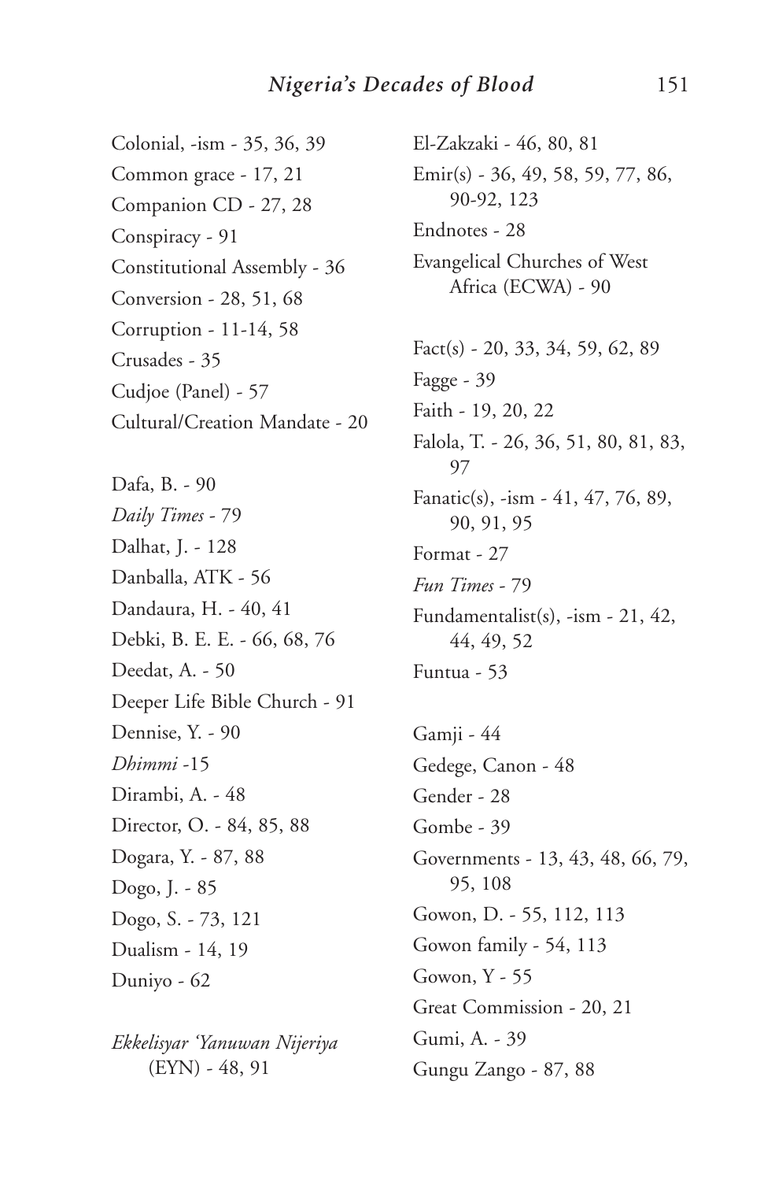Colonial, -ism - 35, 36, 39
Common grace - 17, 21
Companion CD - 27, 28
Conspiracy - 91
Constitutional Assembly - 36
Conversion - 28, 51, 68
Corruption - 11-14, 58
Crusades - 35
Cudjoe (Panel) - 57
Cultural/Creation Mandate - 20

Dafa, B. - 90
*Daily Times* - 79
Dalhat, J. - 128
Danballa, ATK - 56
Dandaura, H. - 40, 41
Debki, B. E. E. - 66, 68, 76
Deedat, A. - 50
Deeper Life Bible Church - 91
Dennise, Y. - 90
*Dhimmi* -15
Dirambi, A. - 48
Director, O. - 84, 85, 88
Dogara, Y. - 87, 88
Dogo, J. - 85
Dogo, S. - 73, 121
Dualism - 14, 19
Duniyo - 62

*Ekkelisyar 'Yanuwan Nijeriya* (EYN) - 48, 91

El-Zakzaki - 46, 80, 81
Emir(s) - 36, 49, 58, 59, 77, 86, 90-92, 123
Endnotes - 28
Evangelical Churches of West Africa (ECWA) - 90

Fact(s) - 20, 33, 34, 59, 62, 89
Fagge - 39
Faith - 19, 20, 22
Falola, T. - 26, 36, 51, 80, 81, 83, 97
Fanatic(s), -ism - 41, 47, 76, 89, 90, 91, 95
Format - 27
*Fun Times* - 79
Fundamentalist(s), -ism - 21, 42, 44, 49, 52
Funtua - 53

Gamji - 44
Gedege, Canon - 48
Gender - 28
Gombe - 39
Governments - 13, 43, 48, 66, 79, 95, 108
Gowon, D. - 55, 112, 113
Gowon family - 54, 113
Gowon, Y - 55
Great Commission - 20, 21
Gumi, A. - 39
Gungu Zango - 87, 88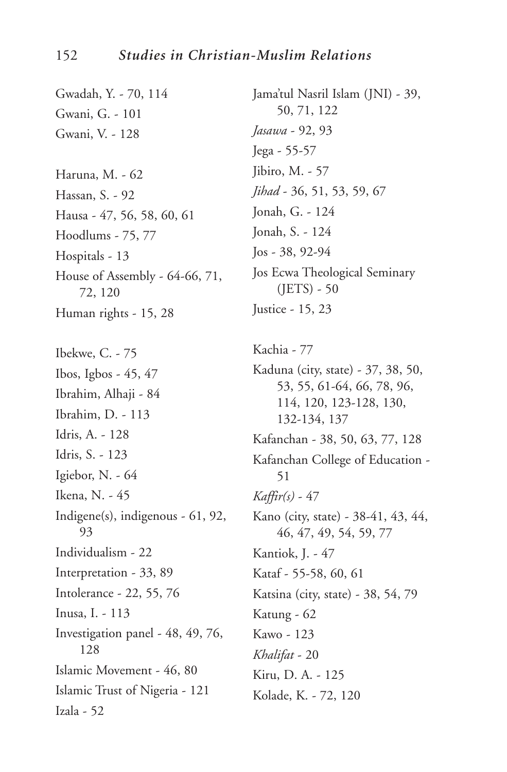Gwadah, Y. - 70, 114
Gwani, G. - 101
Gwani, V. - 128

Haruna, M. - 62
Hassan, S. - 92
Hausa - 47, 56, 58, 60, 61
Hoodlums - 75, 77
Hospitals - 13
House of Assembly - 64-66, 71, 72, 120
Human rights - 15, 28

Ibekwe, C. - 75
Ibos, Igbos - 45, 47
Ibrahim, Alhaji - 84
Ibrahim, D. - 113
Idris, A. - 128
Idris, S. - 123
Igiebor, N. - 64
Ikena, N. - 45
Indigene(s), indigenous - 61, 92, 93
Individualism - 22
Interpretation - 33, 89
Intolerance - 22, 55, 76
Inusa, I. - 113
Investigation panel - 48, 49, 76, 128
Islamic Movement - 46, 80
Islamic Trust of Nigeria - 121
Izala - 52

Jama'tul Nasril Islam (JNI) - 39, 50, 71, 122
*Jasawa* - 92, 93
Jega - 55-57
Jibiro, M. - 57
*Jihad* - 36, 51, 53, 59, 67
Jonah, G. - 124
Jonah, S. - 124
Jos - 38, 92-94
Jos Ecwa Theological Seminary (JETS) - 50
Justice - 15, 23

Kachia - 77
Kaduna (city, state) - 37, 38, 50, 53, 55, 61-64, 66, 78, 96, 114, 120, 123-128, 130, 132-134, 137
Kafanchan - 38, 50, 63, 77, 128
Kafanchan College of Education - 51
*Kaffir(s)* - 47
Kano (city, state) - 38-41, 43, 44, 46, 47, 49, 54, 59, 77
Kantiok, J. - 47
Kataf - 55-58, 60, 61
Katsina (city, state) - 38, 54, 79
Katung - 62
Kawo - 123
*Khalifat* - 20
Kiru, D. A. - 125
Kolade, K. - 72, 120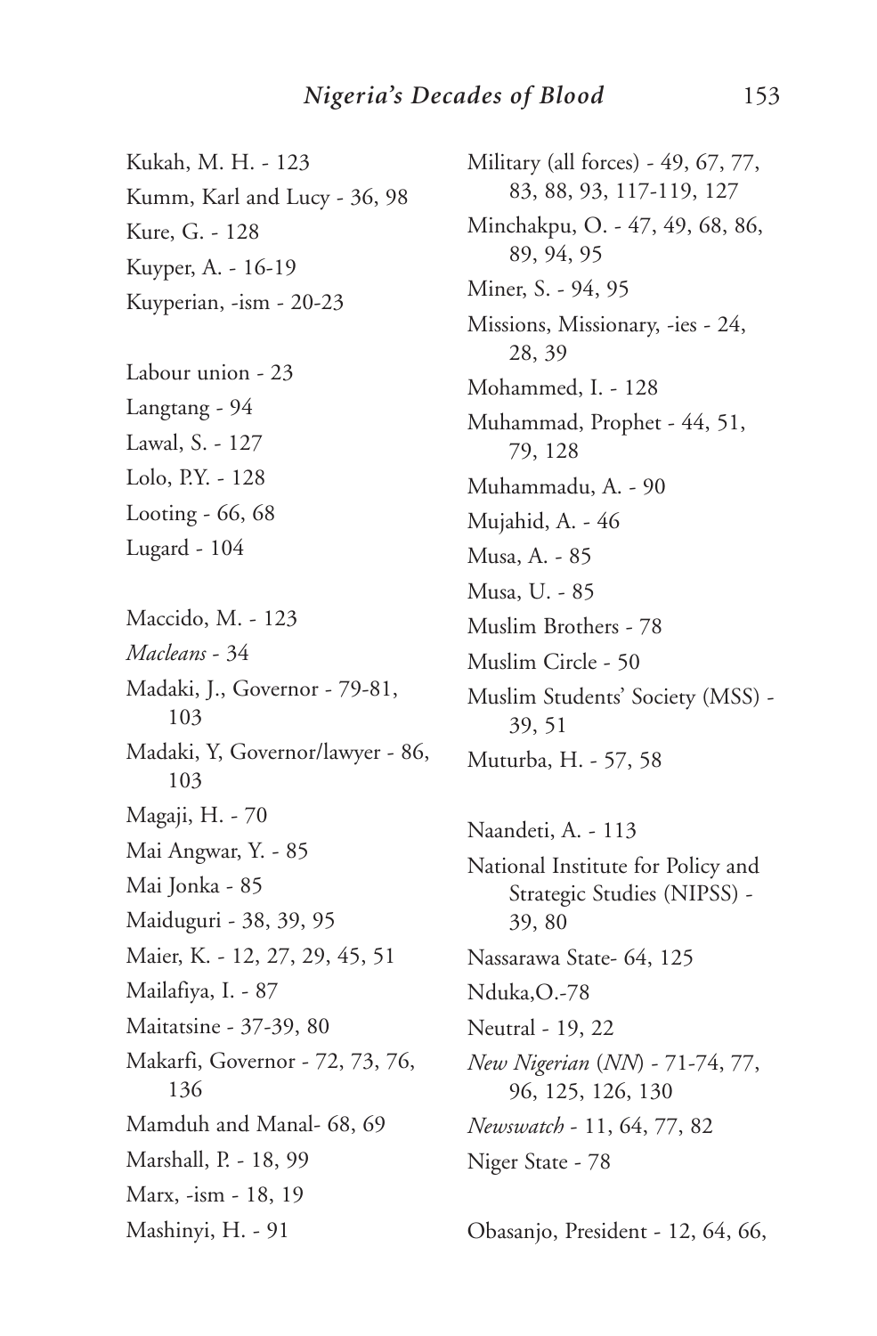Kukah, M. H. - 123

Kumm, Karl and Lucy - 36, 98

Kure, G. - 128

Kuyper, A. - 16-19

Kuyperian, -ism - 20-23

Labour union - 23

Langtang - 94

Lawal, S. - 127

Lolo, P.Y. - 128

Looting - 66, 68

Lugard - 104

Maccido, M. - 123

*Macleans* - 34

Madaki, J., Governor - 79-81, 103

Madaki, Y, Governor/lawyer - 86, 103

Magaji, H. - 70

Mai Angwar, Y. - 85

Mai Jonka - 85

Maiduguri - 38, 39, 95

Maier, K. - 12, 27, 29, 45, 51

Mailafiya, I. - 87

Maitatsine - 37-39, 80

Makarfi, Governor - 72, 73, 76, 136

Mamduh and Manal- 68, 69

Marshall, P. - 18, 99

Marx, -ism - 18, 19

Mashinyi, H. - 91

Military (all forces) - 49, 67, 77, 83, 88, 93, 117-119, 127

Minchakpu, O. - 47, 49, 68, 86, 89, 94, 95

Miner, S. - 94, 95

Missions, Missionary, -ies - 24, 28, 39

Mohammed, I. - 128

Muhammad, Prophet - 44, 51, 79, 128

Muhammadu, A. - 90

Mujahid, A. - 46

Musa, A. - 85

Musa, U. - 85

Muslim Brothers - 78

Muslim Circle - 50

Muslim Students' Society (MSS) - 39, 51

Muturba, H. - 57, 58

Naandeti, A. - 113

National Institute for Policy and Strategic Studies (NIPSS) - 39, 80

Nassarawa State- 64, 125

Nduka,O.-78

Neutral - 19, 22

*New Nigerian* (*NN*) - 71-74, 77, 96, 125, 126, 130

*Newswatch* - 11, 64, 77, 82

Niger State - 78

Obasanjo, President - 12, 64, 66,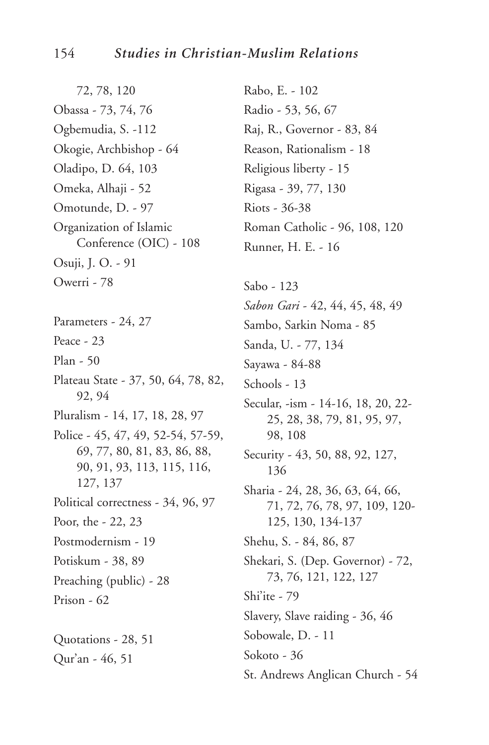72, 78, 120

Obassa - 73, 74, 76

Ogbemudia, S. -112

Okogie, Archbishop - 64

Oladipo, D. 64, 103

Omeka, Alhaji - 52

Omotunde, D. - 97

Organization of Islamic Conference (OIC) - 108

Osuji, J. O. - 91

Owerri - 78

Parameters - 24, 27

Peace - 23

Plan - 50

Plateau State - 37, 50, 64, 78, 82, 92, 94

Pluralism - 14, 17, 18, 28, 97

Police - 45, 47, 49, 52-54, 57-59, 69, 77, 80, 81, 83, 86, 88, 90, 91, 93, 113, 115, 116, 127, 137

Political correctness - 34, 96, 97

Poor, the - 22, 23

Postmodernism - 19

Potiskum - 38, 89

Preaching (public) - 28

Prison - 62

Quotations - 28, 51

Qur'an - 46, 51

Rabo, E. - 102

Radio - 53, 56, 67

Raj, R., Governor - 83, 84

Reason, Rationalism - 18

Religious liberty - 15

Rigasa - 39, 77, 130

Riots - 36-38

Roman Catholic - 96, 108, 120

Runner, H. E. - 16

Sabo - 123

*Sabon Gari* - 42, 44, 45, 48, 49

Sambo, Sarkin Noma - 85

Sanda, U. - 77, 134

Sayawa - 84-88

Schools - 13

Secular, -ism - 14-16, 18, 20, 22-25, 28, 38, 79, 81, 95, 97, 98, 108

Security - 43, 50, 88, 92, 127, 136

Sharia - 24, 28, 36, 63, 64, 66, 71, 72, 76, 78, 97, 109, 120-125, 130, 134-137

Shehu, S. - 84, 86, 87

Shekari, S. (Dep. Governor) - 72, 73, 76, 121, 122, 127

Shi'ite - 79

Slavery, Slave raiding - 36, 46

Sobowale, D. - 11

Sokoto - 36

St. Andrews Anglican Church - 54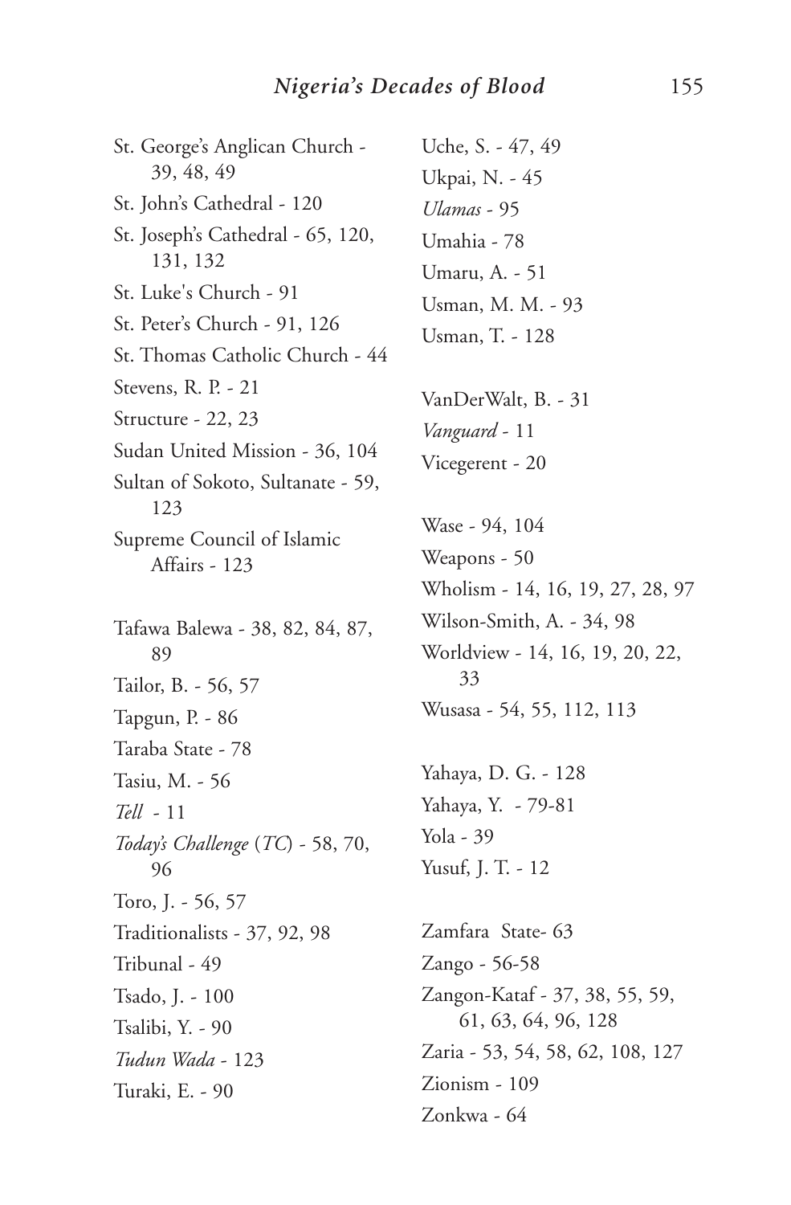St. George's Anglican Church - 39, 48, 49

St. John's Cathedral - 120

St. Joseph's Cathedral - 65, 120, 131, 132

St. Luke's Church - 91

St. Peter's Church - 91, 126

St. Thomas Catholic Church - 44

Stevens, R. P. - 21

Structure - 22, 23

Sudan United Mission - 36, 104

Sultan of Sokoto, Sultanate - 59, 123

Supreme Council of Islamic Affairs - 123

Tafawa Balewa - 38, 82, 84, 87, 89

Tailor, B. - 56, 57

Tapgun, P. - 86

Taraba State - 78

Tasiu, M. - 56

*Tell* - 11

*Today's Challenge* (*TC*) - 58, 70, 96

Toro, J. - 56, 57

Traditionalists - 37, 92, 98

Tribunal - 49

Tsado, J. - 100

Tsalibi, Y. - 90

*Tudun Wada* - 123

Turaki, E. - 90

Uche, S. - 47, 49

Ukpai, N. - 45

*Ulamas* - 95

Umahia - 78

Umaru, A. - 51

Usman, M. M. - 93

Usman, T. - 128

VanDerWalt, B. - 31

*Vanguard* - 11

Vicegerent - 20

Wase - 94, 104

Weapons - 50

Wholism - 14, 16, 19, 27, 28, 97

Wilson-Smith, A. - 34, 98

Worldview - 14, 16, 19, 20, 22, 33

Wusasa - 54, 55, 112, 113

Yahaya, D. G. - 128

Yahaya, Y. - 79-81

Yola - 39

Yusuf, J. T. - 12

Zamfara State- 63

Zango - 56-58

Zangon-Kataf - 37, 38, 55, 59, 61, 63, 64, 96, 128

Zaria - 53, 54, 58, 62, 108, 127

Zionism - 109

Zonkwa - 64